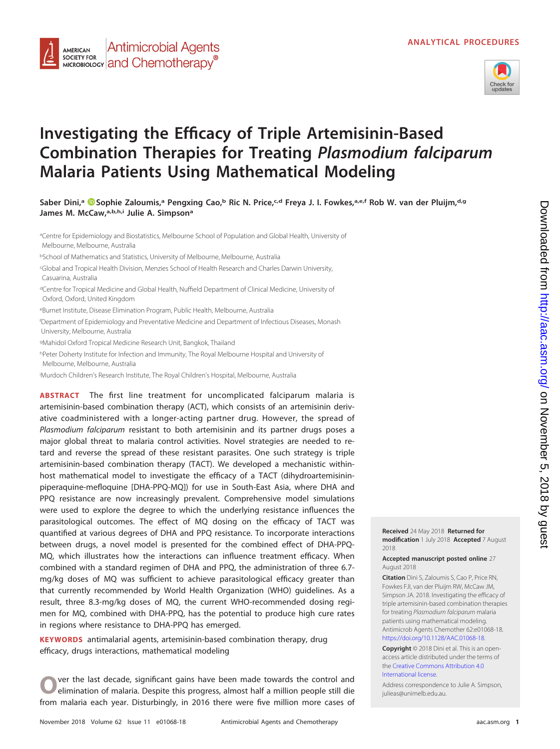ANALYTICAL PROCEDURES

# Investigating the Efficacy of Triple Artemisinin-Based Combination Therapies for Treating *Plasmodium falciparum* Malaria Patients Using Mathematical Modeling

**Saber Dini,[a] Sophie Zaloumis,[a] Pengxing Cao,[b] Ric N. Price,[c,d] Freya J. I. Fowkes,[a,e,f] Rob W. van der Pluijm,[d,g] James M. McCaw,[a,b,h,i] Julie A. Simpson[a]**

[a]Centre for Epidemiology and Biostatistics, Melbourne School of Population and Global Health, University of Melbourne, Melbourne, Australia

[b]School of Mathematics and Statistics, University of Melbourne, Melbourne, Australia

[c]Global and Tropical Health Division, Menzies School of Health Research and Charles Darwin University, Casuarina, Australia

[d]Centre for Tropical Medicine and Global Health, Nuffield Department of Clinical Medicine, University of Oxford, Oxford, United Kingdom

[e]Burnet Institute, Disease Elimination Program, Public Health, Melbourne, Australia

[f]Department of Epidemiology and Preventative Medicine and Department of Infectious Diseases, Monash University, Melbourne, Australia

[g]Mahidol Oxford Tropical Medicine Research Unit, Bangkok, Thailand

[h]Peter Doherty Institute for Infection and Immunity, The Royal Melbourne Hospital and University of Melbourne, Melbourne, Australia

[i]Murdoch Children's Research Institute, The Royal Children's Hospital, Melbourne, Australia

**ABSTRACT** The first line treatment for uncomplicated falciparum malaria is artemisinin-based combination therapy (ACT), which consists of an artemisinin derivative coadministered with a longer-acting partner drug. However, the spread of *Plasmodium falciparum* resistant to both artemisinin and its partner drugs poses a major global threat to malaria control activities. Novel strategies are needed to retard and reverse the spread of these resistant parasites. One such strategy is triple artemisinin-based combination therapy (TACT). We developed a mechanistic within-host mathematical model to investigate the efficacy of a TACT (dihydroartemisinin-piperaquine-mefloquine [DHA-PPQ-MQ]) for use in South-East Asia, where DHA and PPQ resistance are now increasingly prevalent. Comprehensive model simulations were used to explore the degree to which the underlying resistance influences the parasitological outcomes. The effect of MQ dosing on the efficacy of TACT was quantified at various degrees of DHA and PPQ resistance. To incorporate interactions between drugs, a novel model is presented for the combined effect of DHA-PPQ-MQ, which illustrates how the interactions can influence treatment efficacy. When combined with a standard regimen of DHA and PPQ, the administration of three 6.7-mg/kg doses of MQ was sufficient to achieve parasitological efficacy greater than that currently recommended by World Health Organization (WHO) guidelines. As a result, three 8.3-mg/kg doses of MQ, the current WHO-recommended dosing regimen for MQ, combined with DHA-PPQ, has the potential to produce high cure rates in regions where resistance to DHA-PPQ has emerged.

**KEYWORDS** antimalarial agents, artemisinin-based combination therapy, drug efficacy, drugs interactions, mathematical modeling

**Received** 24 May 2018 **Returned for modification** 1 July 2018 **Accepted** 7 August 2018

**Accepted manuscript posted online** 27 August 2018

**Citation** Dini S, Zaloumis S, Cao P, Price RN, Fowkes FJI, van der Pluijm RW, McCaw JM, Simpson JA. 2018. Investigating the efficacy of triple artemisinin-based combination therapies for treating *Plasmodium falciparum* malaria patients using mathematical modeling. Antimicrob Agents Chemother 62:e01068-18. https://doi.org/10.1128/AAC.01068-18.

**Copyright** © 2018 Dini et al. This is an open-access article distributed under the terms of the Creative Commons Attribution 4.0 International license.

Address correspondence to Julie A. Simpson, julieas@unimelb.edu.au.

Over the last decade, significant gains have been made towards the control and elimination of malaria. Despite this progress, almost half a million people still die from malaria each year. Disturbingly, in 2016 there were five million more cases of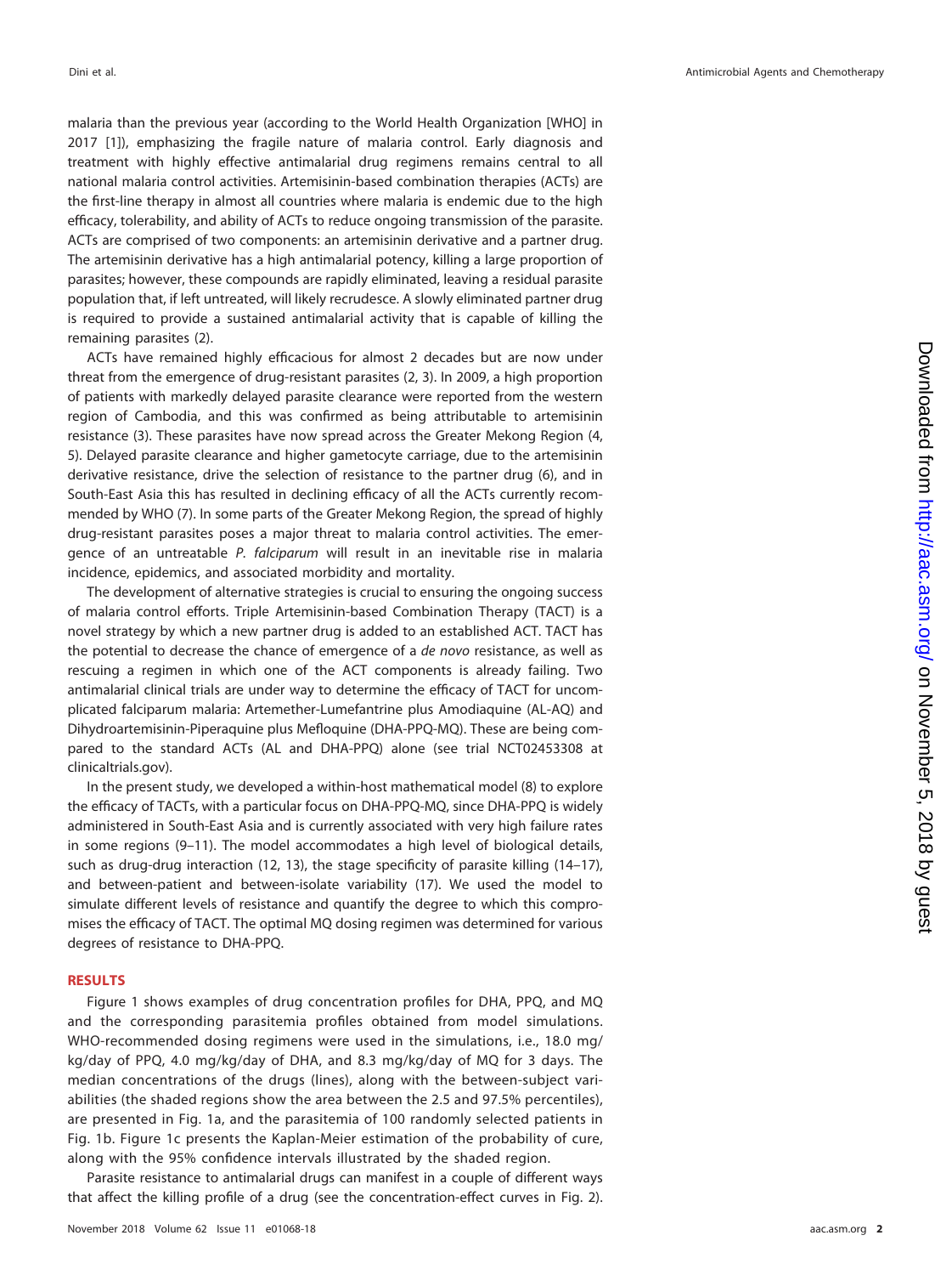malaria than the previous year (according to the World Health Organization [WHO] in 2017 (1)), emphasizing the fragile nature of malaria control. Early diagnosis and treatment with highly effective antimalarial drug regimens remains central to all national malaria control activities. Artemisinin-based combination therapies (ACTs) are the first-line therapy in almost all countries where malaria is endemic due to the high efficacy, tolerability, and ability of ACTs to reduce ongoing transmission of the parasite. ACTs are comprised of two components: an artemisinin derivative and a partner drug. The artemisinin derivative has a high antimalarial potency, killing a large proportion of parasites; however, these compounds are rapidly eliminated, leaving a residual parasite population that, if left untreated, will likely recrudesce. A slowly eliminated partner drug is required to provide a sustained antimalarial activity that is capable of killing the remaining parasites (2).

ACTs have remained highly efficacious for almost 2 decades but are now under threat from the emergence of drug-resistant parasites (2, 3). In 2009, a high proportion of patients with markedly delayed parasite clearance were reported from the western region of Cambodia, and this was confirmed as being attributable to artemisinin resistance (3). These parasites have now spread across the Greater Mekong Region (4, 5). Delayed parasite clearance and higher gametocyte carriage, due to the artemisinin derivative resistance, drive the selection of resistance to the partner drug (6), and in South-East Asia this has resulted in declining efficacy of all the ACTs currently recommended by WHO (7). In some parts of the Greater Mekong Region, the spread of highly drug-resistant parasites poses a major threat to malaria control activities. The emergence of an untreatable *P. falciparum* will result in an inevitable rise in malaria incidence, epidemics, and associated morbidity and mortality.

The development of alternative strategies is crucial to ensuring the ongoing success of malaria control efforts. Triple Artemisinin-based Combination Therapy (TACT) is a novel strategy by which a new partner drug is added to an established ACT. TACT has the potential to decrease the chance of emergence of a *de novo* resistance, as well as rescuing a regimen in which one of the ACT components is already failing. Two antimalarial clinical trials are under way to determine the efficacy of TACT for uncomplicated falciparum malaria: Artemether-Lumefantrine plus Amodiaquine (AL-AQ) and Dihydroartemisinin-Piperaquine plus Mefloquine (DHA-PPQ-MQ). These are being compared to the standard ACTs (AL and DHA-PPQ) alone (see trial NCT02453308 at clinicaltrials.gov).

In the present study, we developed a within-host mathematical model (8) to explore the efficacy of TACTs, with a particular focus on DHA-PPQ-MQ, since DHA-PPQ is widely administered in South-East Asia and is currently associated with very high failure rates in some regions (9–11). The model accommodates a high level of biological details, such as drug-drug interaction (12, 13), the stage specificity of parasite killing (14–17), and between-patient and between-isolate variability (17). We used the model to simulate different levels of resistance and quantify the degree to which this compromises the efficacy of TACT. The optimal MQ dosing regimen was determined for various degrees of resistance to DHA-PPQ.

## RESULTS

Figure 1 shows examples of drug concentration profiles for DHA, PPQ, and MQ and the corresponding parasitemia profiles obtained from model simulations. WHO-recommended dosing regimens were used in the simulations, i.e., 18.0 mg/kg/day of PPQ, 4.0 mg/kg/day of DHA, and 8.3 mg/kg/day of MQ for 3 days. The median concentrations of the drugs (lines), along with the between-subject variabilities (the shaded regions show the area between the 2.5 and 97.5% percentiles), are presented in Fig. 1a, and the parasitemia of 100 randomly selected patients in Fig. 1b. Figure 1c presents the Kaplan-Meier estimation of the probability of cure, along with the 95% confidence intervals illustrated by the shaded region.

Parasite resistance to antimalarial drugs can manifest in a couple of different ways that affect the killing profile of a drug (see the concentration-effect curves in Fig. 2).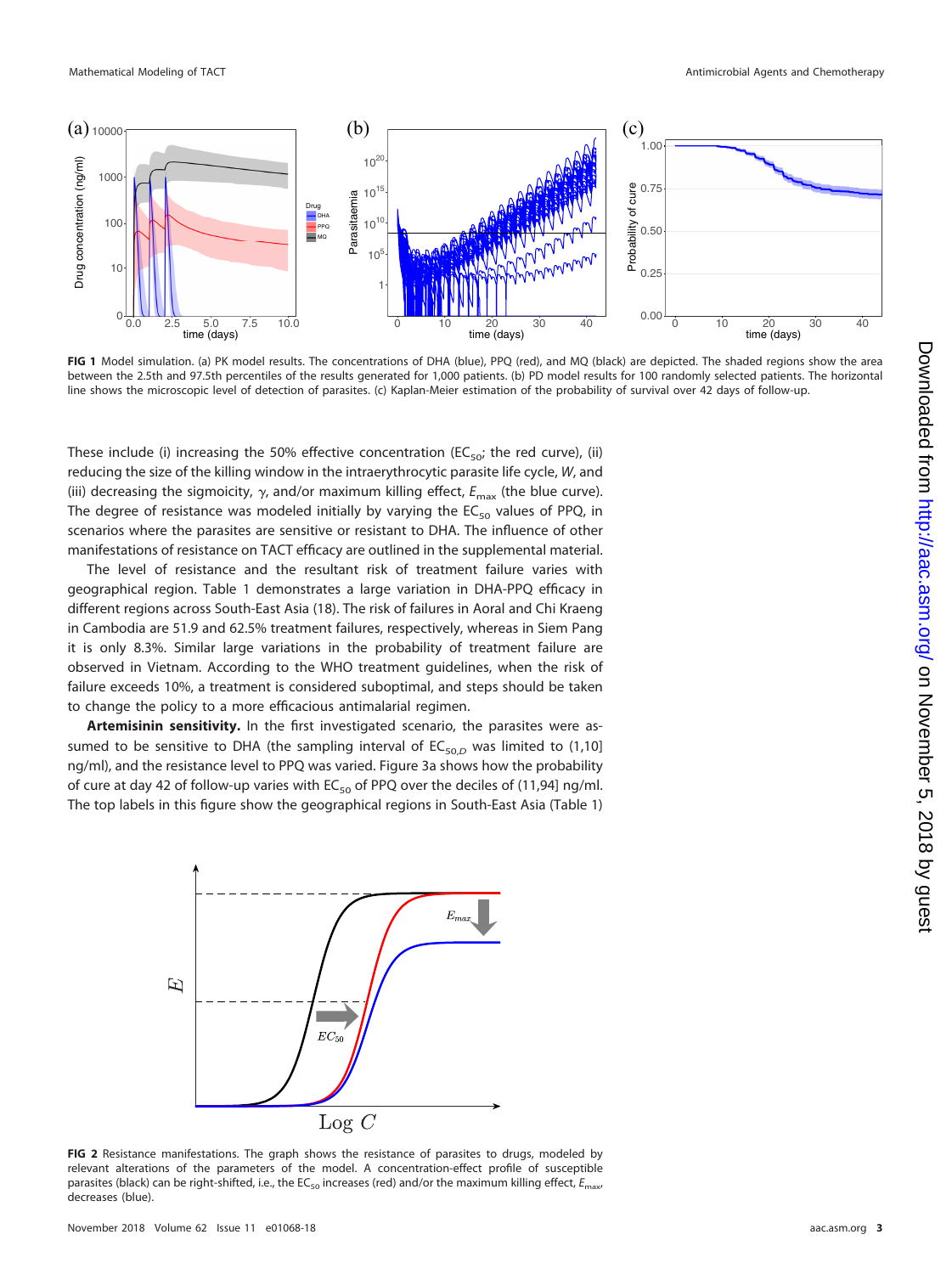**FIG 1** Model simulation. (a) PK model results. The concentrations of DHA (blue), PPQ (red), and MQ (black) are depicted. The shaded regions show the area between the 2.5th and 97.5th percentiles of the results generated for 1,000 patients. (b) PD model results for 100 randomly selected patients. The horizontal line shows the microscopic level of detection of parasites. (c) Kaplan-Meier estimation of the probability of survival over 42 days of follow-up.

These include (i) increasing the 50% effective concentration ($EC_{50}$; the red curve), (ii) reducing the size of the killing window in the intraerythrocytic parasite life cycle, $W$, and (iii) decreasing the sigmoicity, $\gamma$, and/or maximum killing effect, $E_{max}$ (the blue curve). The degree of resistance was modeled initially by varying the $EC_{50}$ values of PPQ, in scenarios where the parasites are sensitive or resistant to DHA. The influence of other manifestations of resistance on TACT efficacy are outlined in the supplemental material.

The level of resistance and the resultant risk of treatment failure varies with geographical region. Table 1 demonstrates a large variation in DHA-PPQ efficacy in different regions across South-East Asia (18). The risk of failures in Aoral and Chi Kraeng in Cambodia are 51.9 and 62.5% treatment failures, respectively, whereas in Siem Pang it is only 8.3%. Similar large variations in the probability of treatment failure are observed in Vietnam. According to the WHO treatment guidelines, when the risk of failure exceeds 10%, a treatment is considered suboptimal, and steps should be taken to change the policy to a more efficacious antimalarial regimen.

**Artemisinin sensitivity.** In the first investigated scenario, the parasites were assumed to be sensitive to DHA (the sampling interval of $EC_{50,D}$ was limited to (1,10] ng/ml), and the resistance level to PPQ was varied. Figure 3a shows how the probability of cure at day 42 of follow-up varies with $EC_{50}$ of PPQ over the deciles of (11,94] ng/ml. The top labels in this figure show the geographical regions in South-East Asia (Table 1)

**FIG 2** Resistance manifestations. The graph shows the resistance of parasites to drugs, modeled by relevant alterations of the parameters of the model. A concentration-effect profile of susceptible parasites (black) can be right-shifted, i.e., the $EC_{50}$ increases (red) and/or the maximum killing effect, $E_{max}$, decreases (blue).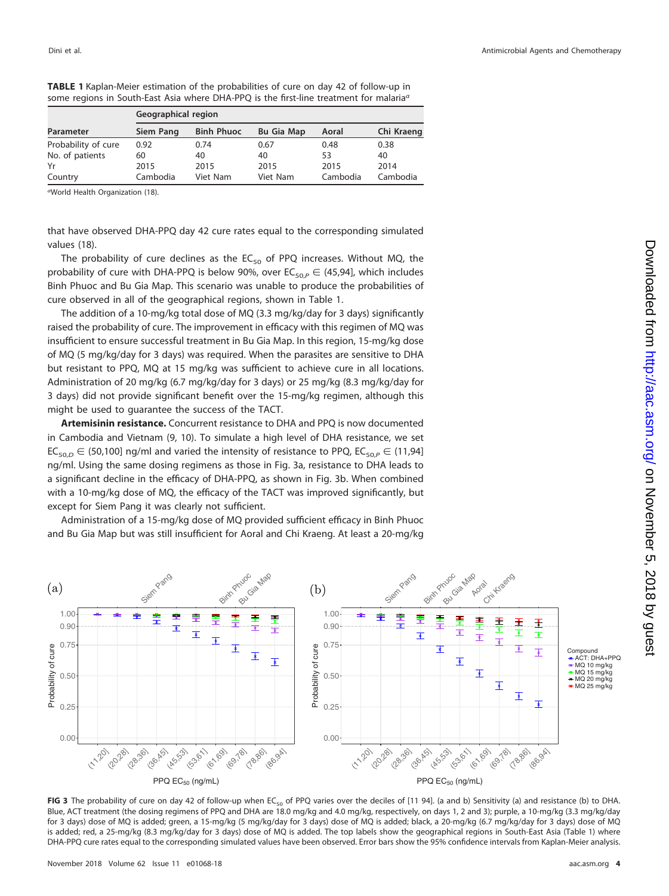**TABLE 1** Kaplan-Meier estimation of the probabilities of cure on day 42 of follow-up in some regions in South-East Asia where DHA-PPQ is the first-line treatment for malaria[a]

| | Geographical region | | | | |
|---|---|---|---|---|---|
| Parameter | Siem Pang | Binh Phuoc | Bu Gia Map | Aoral | Chi Kraeng |
| Probability of cure | 0.92 | 0.74 | 0.67 | 0.48 | 0.38 |
| No. of patients | 60 | 40 | 40 | 53 | 40 |
| Yr | 2015 | 2015 | 2015 | 2015 | 2014 |
| Country | Cambodia | Viet Nam | Viet Nam | Cambodia | Cambodia |

[a]World Health Organization (18).

that have observed DHA-PPQ day 42 cure rates equal to the corresponding simulated values (18).

The probability of cure declines as the $EC_{50}$ of PPQ increases. Without MQ, the probability of cure with DHA-PPQ is below 90%, over $EC_{50,P} \in (45,94]$, which includes Binh Phuoc and Bu Gia Map. This scenario was unable to produce the probabilities of cure observed in all of the geographical regions, shown in Table 1.

The addition of a 10-mg/kg total dose of MQ (3.3 mg/kg/day for 3 days) significantly raised the probability of cure. The improvement in efficacy with this regimen of MQ was insufficient to ensure successful treatment in Bu Gia Map. In this region, 15-mg/kg dose of MQ (5 mg/kg/day for 3 days) was required. When the parasites are sensitive to DHA but resistant to PPQ, MQ at 15 mg/kg was sufficient to achieve cure in all locations. Administration of 20 mg/kg (6.7 mg/kg/day for 3 days) or 25 mg/kg (8.3 mg/kg/day for 3 days) did not provide significant benefit over the 15-mg/kg regimen, although this might be used to guarantee the success of the TACT.

**Artemisinin resistance.** Concurrent resistance to DHA and PPQ is now documented in Cambodia and Vietnam (9, 10). To simulate a high level of DHA resistance, we set $EC_{50,D} \in (50,100]$ ng/ml and varied the intensity of resistance to PPQ, $EC_{50,P} \in (11,94]$ ng/ml. Using the same dosing regimens as those in Fig. 3a, resistance to DHA leads to a significant decline in the efficacy of DHA-PPQ, as shown in Fig. 3b. When combined with a 10-mg/kg dose of MQ, the efficacy of the TACT was improved significantly, but except for Siem Pang it was clearly not sufficient.

Administration of a 15-mg/kg dose of MQ provided sufficient efficacy in Binh Phuoc and Bu Gia Map but was still insufficient for Aoral and Chi Kraeng. At least a 20-mg/kg

**FIG 3** The probability of cure on day 42 of follow-up when $EC_{50}$ of PPQ varies over the deciles of [11 94]. (a and b) Sensitivity (a) and resistance (b) to DHA. Blue, ACT treatment (the dosing regimens of PPQ and DHA are 18.0 mg/kg and 4.0 mg/kg, respectively, on days 1, 2 and 3); purple, a 10-mg/kg (3.3 mg/kg/day for 3 days) dose of MQ is added; green, a 15-mg/kg (5 mg/kg/day for 3 days) dose of MQ is added; black, a 20-mg/kg (6.7 mg/kg/day for 3 days) dose of MQ is added; red, a 25-mg/kg (8.3 mg/kg/day for 3 days) dose of MQ is added. The top labels show the geographical regions in South-East Asia (Table 1) where DHA-PPQ cure rates equal to the corresponding simulated values have been observed. Error bars show the 95% confidence intervals from Kaplan-Meier analysis.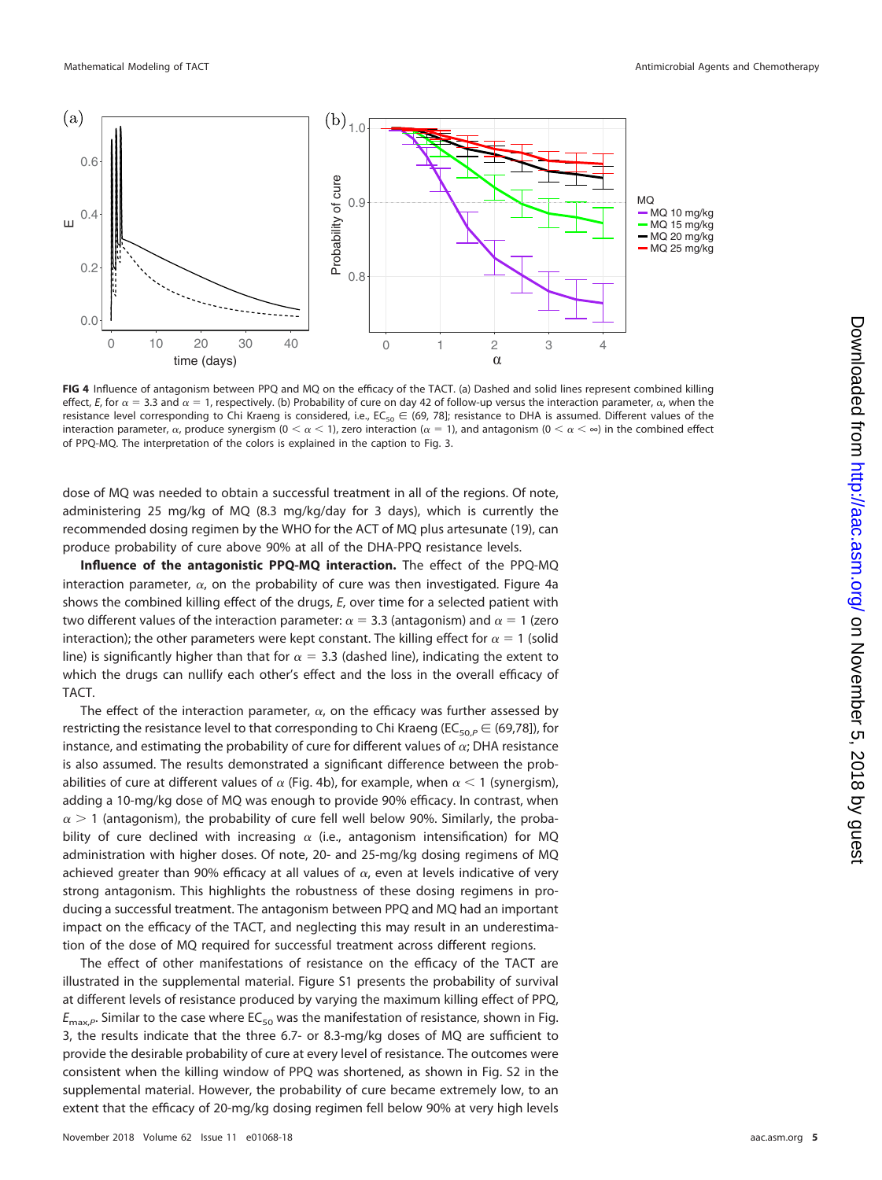**FIG 4** Influence of antagonism between PPQ and MQ on the efficacy of the TACT. (a) Dashed and solid lines represent combined killing effect, $E$, for $\alpha = 3.3$ and $\alpha = 1$, respectively. (b) Probability of cure on day 42 of follow-up versus the interaction parameter, $\alpha$, when the resistance level corresponding to Chi Kraeng is considered, i.e., $EC_{50} \in (69, 78]$; resistance to DHA is assumed. Different values of the interaction parameter, $\alpha$, produce synergism ($0 < \alpha < 1$), zero interaction ($\alpha = 1$), and antagonism ($0 < \alpha < \infty$) in the combined effect of PPQ-MQ. The interpretation of the colors is explained in the caption to Fig. 3.

dose of MQ was needed to obtain a successful treatment in all of the regions. Of note, administering 25 mg/kg of MQ (8.3 mg/kg/day for 3 days), which is currently the recommended dosing regimen by the WHO for the ACT of MQ plus artesunate (19), can produce probability of cure above 90% at all of the DHA-PPQ resistance levels.

**Influence of the antagonistic PPQ-MQ interaction.** The effect of the PPQ-MQ interaction parameter, $\alpha$, on the probability of cure was then investigated. Figure 4a shows the combined killing effect of the drugs, $E$, over time for a selected patient with two different values of the interaction parameter: $\alpha = 3.3$ (antagonism) and $\alpha = 1$ (zero interaction); the other parameters were kept constant. The killing effect for $\alpha = 1$ (solid line) is significantly higher than that for $\alpha = 3.3$ (dashed line), indicating the extent to which the drugs can nullify each other's effect and the loss in the overall efficacy of TACT.

The effect of the interaction parameter, $\alpha$, on the efficacy was further assessed by restricting the resistance level to that corresponding to Chi Kraeng ($EC_{50,P} \in (69,78]$), for instance, and estimating the probability of cure for different values of $\alpha$; DHA resistance is also assumed. The results demonstrated a significant difference between the probabilities of cure at different values of $\alpha$ (Fig. 4b), for example, when $\alpha < 1$ (synergism), adding a 10-mg/kg dose of MQ was enough to provide 90% efficacy. In contrast, when $\alpha > 1$ (antagonism), the probability of cure fell well below 90%. Similarly, the probability of cure declined with increasing $\alpha$ (i.e., antagonism intensification) for MQ administration with higher doses. Of note, 20- and 25-mg/kg dosing regimens of MQ achieved greater than 90% efficacy at all values of $\alpha$, even at levels indicative of very strong antagonism. This highlights the robustness of these dosing regimens in producing a successful treatment. The antagonism between PPQ and MQ had an important impact on the efficacy of the TACT, and neglecting this may result in an underestimation of the dose of MQ required for successful treatment across different regions.

The effect of other manifestations of resistance on the efficacy of the TACT are illustrated in the supplemental material. Figure S1 presents the probability of survival at different levels of resistance produced by varying the maximum killing effect of PPQ, $E_{max,P}$. Similar to the case where $EC_{50}$ was the manifestation of resistance, shown in Fig. 3, the results indicate that the three 6.7- or 8.3-mg/kg doses of MQ are sufficient to provide the desirable probability of cure at every level of resistance. The outcomes were consistent when the killing window of PPQ was shortened, as shown in Fig. S2 in the supplemental material. However, the probability of cure became extremely low, to an extent that the efficacy of 20-mg/kg dosing regimen fell below 90% at very high levels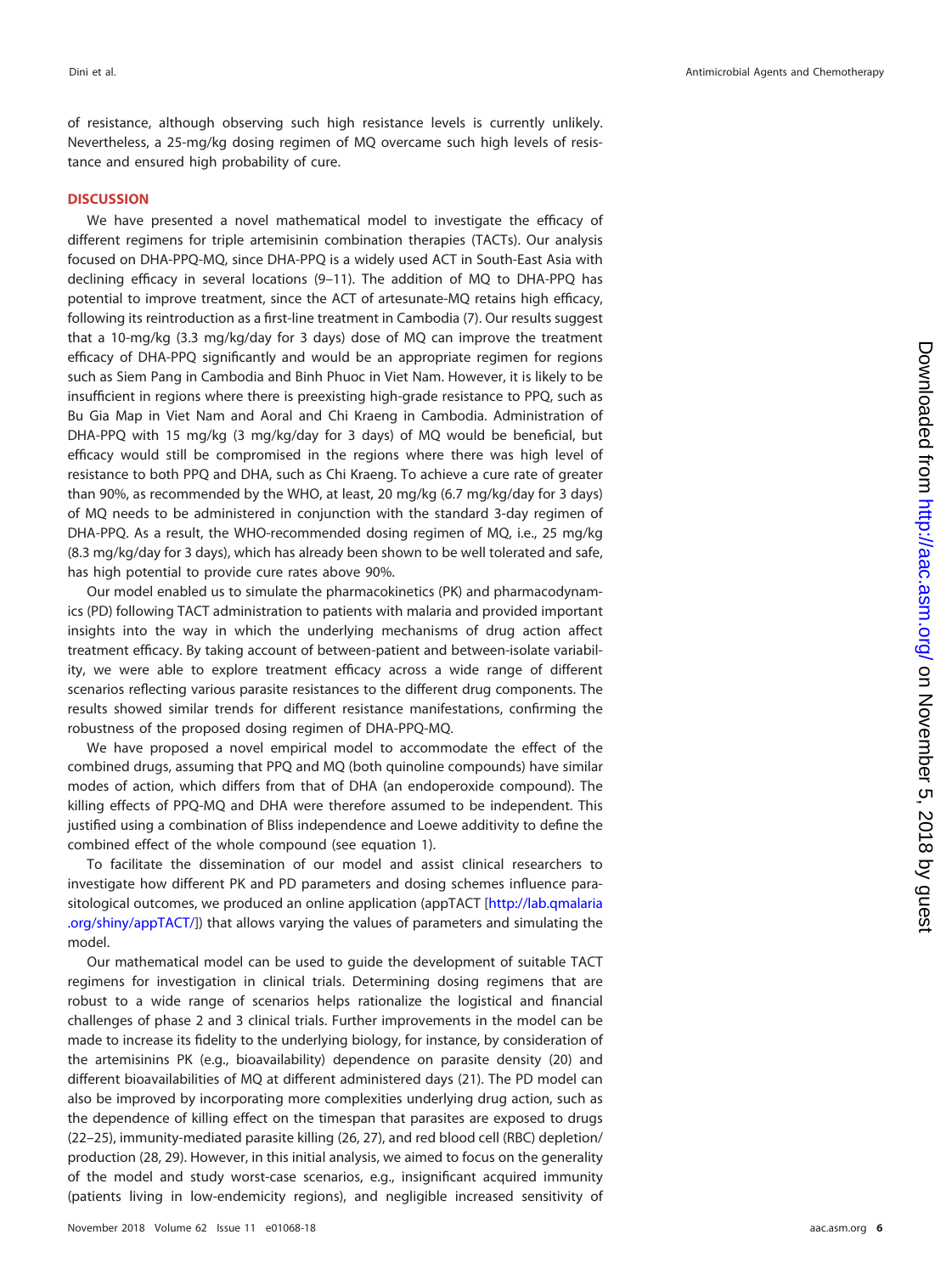of resistance, although observing such high resistance levels is currently unlikely. Nevertheless, a 25-mg/kg dosing regimen of MQ overcame such high levels of resistance and ensured high probability of cure.

## DISCUSSION

We have presented a novel mathematical model to investigate the efficacy of different regimens for triple artemisinin combination therapies (TACTs). Our analysis focused on DHA-PPQ-MQ, since DHA-PPQ is a widely used ACT in South-East Asia with declining efficacy in several locations (9–11). The addition of MQ to DHA-PPQ has potential to improve treatment, since the ACT of artesunate-MQ retains high efficacy, following its reintroduction as a first-line treatment in Cambodia (7). Our results suggest that a 10-mg/kg (3.3 mg/kg/day for 3 days) dose of MQ can improve the treatment efficacy of DHA-PPQ significantly and would be an appropriate regimen for regions such as Siem Pang in Cambodia and Binh Phuoc in Viet Nam. However, it is likely to be insufficient in regions where there is preexisting high-grade resistance to PPQ, such as Bu Gia Map in Viet Nam and Aoral and Chi Kraeng in Cambodia. Administration of DHA-PPQ with 15 mg/kg (3 mg/kg/day for 3 days) of MQ would be beneficial, but efficacy would still be compromised in the regions where there was high level of resistance to both PPQ and DHA, such as Chi Kraeng. To achieve a cure rate of greater than 90%, as recommended by the WHO, at least, 20 mg/kg (6.7 mg/kg/day for 3 days) of MQ needs to be administered in conjunction with the standard 3-day regimen of DHA-PPQ. As a result, the WHO-recommended dosing regimen of MQ, i.e., 25 mg/kg (8.3 mg/kg/day for 3 days), which has already been shown to be well tolerated and safe, has high potential to provide cure rates above 90%.

Our model enabled us to simulate the pharmacokinetics (PK) and pharmacodynamics (PD) following TACT administration to patients with malaria and provided important insights into the way in which the underlying mechanisms of drug action affect treatment efficacy. By taking account of between-patient and between-isolate variability, we were able to explore treatment efficacy across a wide range of different scenarios reflecting various parasite resistances to the different drug components. The results showed similar trends for different resistance manifestations, confirming the robustness of the proposed dosing regimen of DHA-PPQ-MQ.

We have proposed a novel empirical model to accommodate the effect of the combined drugs, assuming that PPQ and MQ (both quinoline compounds) have similar modes of action, which differs from that of DHA (an endoperoxide compound). The killing effects of PPQ-MQ and DHA were therefore assumed to be independent. This justified using a combination of Bliss independence and Loewe additivity to define the combined effect of the whole compound (see equation 1).

To facilitate the dissemination of our model and assist clinical researchers to investigate how different PK and PD parameters and dosing schemes influence parasitological outcomes, we produced an online application (appTACT [http://lab.qmalaria.org/shiny/appTACT/]) that allows varying the values of parameters and simulating the model.

Our mathematical model can be used to guide the development of suitable TACT regimens for investigation in clinical trials. Determining dosing regimens that are robust to a wide range of scenarios helps rationalize the logistical and financial challenges of phase 2 and 3 clinical trials. Further improvements in the model can be made to increase its fidelity to the underlying biology, for instance, by consideration of the artemisinins PK (e.g., bioavailability) dependence on parasite density (20) and different bioavailabilities of MQ at different administered days (21). The PD model can also be improved by incorporating more complexities underlying drug action, such as the dependence of killing effect on the timespan that parasites are exposed to drugs (22–25), immunity-mediated parasite killing (26, 27), and red blood cell (RBC) depletion/production (28, 29). However, in this initial analysis, we aimed to focus on the generality of the model and study worst-case scenarios, e.g., insignificant acquired immunity (patients living in low-endemicity regions), and negligible increased sensitivity of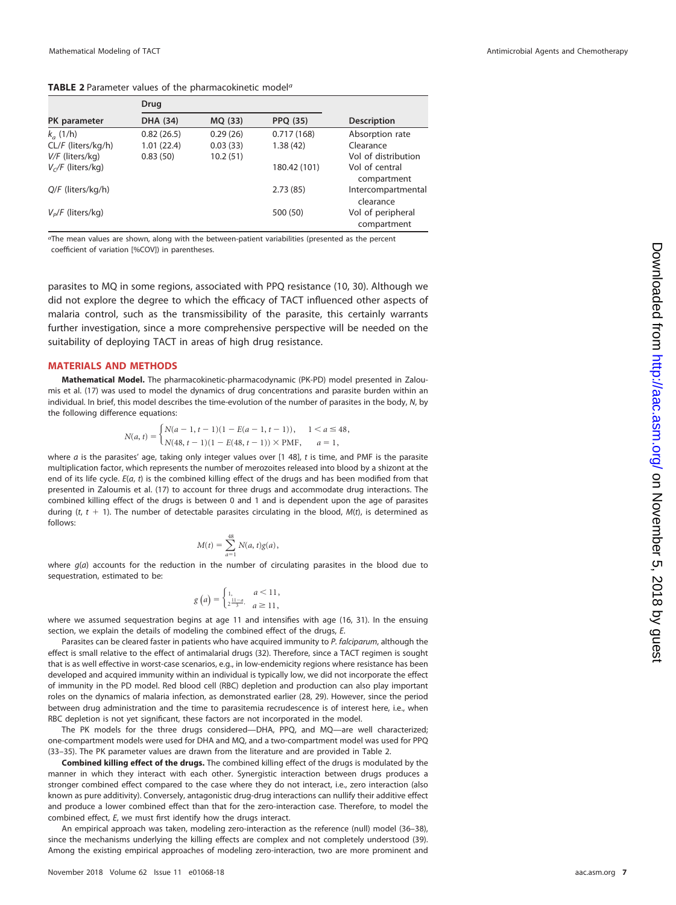**TABLE 2** Parameter values of the pharmacokinetic model[a]

| PK parameter | Drug | | | Description |
|---|---|---|---|---|
| | DHA (34) | MQ (33) | PPQ (35) | |
| $k_a$ (1/h) | 0.82 (26.5) | 0.29 (26) | 0.717 (168) | Absorption rate |
| CL/F (liters/kg/h) | 1.01 (22.4) | 0.03 (33) | 1.38 (42) | Clearance |
| V/F (liters/kg) | 0.83 (50) | 10.2 (51) | | Vol of distribution |
| $V_C/F$ (liters/kg) | | | 180.42 (101) | Vol of central compartment |
| Q/F (liters/kg/h) | | | 2.73 (85) | Intercompartmental clearance |
| $V_P/F$ (liters/kg) | | | 500 (50) | Vol of peripheral compartment |

[a]The mean values are shown, along with the between-patient variabilities (presented as the percent coefficient of variation [%COV]) in parentheses.

parasites to MQ in some regions, associated with PPQ resistance (10, 30). Although we did not explore the degree to which the efficacy of TACT influenced other aspects of malaria control, such as the transmissibility of the parasite, this certainly warrants further investigation, since a more comprehensive perspective will be needed on the suitability of deploying TACT in areas of high drug resistance.

## MATERIALS AND METHODS

**Mathematical Model.** The pharmacokinetic-pharmacodynamic (PK-PD) model presented in Zaloumis et al. (17) was used to model the dynamics of drug concentrations and parasite burden within an individual. In brief, this model describes the time-evolution of the number of parasites in the body, *N*, by the following difference equations:

$$N(a,t) = \begin{cases} N(a-1, t-1)(1 - E(a-1, t-1)), & 1 < a \leq 48, \\ N(48, t-1)(1 - E(48, t-1)) \times \text{PMF}, & a = 1, \end{cases}$$

where *a* is the parasites' age, taking only integer values over [1 48], *t* is time, and PMF is the parasite multiplication factor, which represents the number of merozoites released into blood by a shizont at the end of its life cycle. *E*(*a*, *t*) is the combined killing effect of the drugs and has been modified from that presented in Zaloumis et al. (17) to account for three drugs and accommodate drug interactions. The combined killing effect of the drugs is between 0 and 1 and is dependent upon the age of parasites during ($t$, $t + 1$). The number of detectable parasites circulating in the blood, *M*(*t*), is determined as follows:

$$M(t) = \sum_{a=1}^{48} N(a,t)g(a),$$

where *g*(*a*) accounts for the reduction in the number of circulating parasites in the blood due to sequestration, estimated to be:

$$g\left(a\right) = \begin{cases} 1, & a < 11, \\ 2^{\frac{11-a}{3}}, & a \geq 11, \end{cases}$$

where we assumed sequestration begins at age 11 and intensifies with age (16, 31). In the ensuing section, we explain the details of modeling the combined effect of the drugs, *E*.

Parasites can be cleared faster in patients who have acquired immunity to *P. falciparum*, although the effect is small relative to the effect of antimalarial drugs (32). Therefore, since a TACT regimen is sought that is as well effective in worst-case scenarios, e.g., in low-endemicity regions where resistance has been developed and acquired immunity within an individual is typically low, we did not incorporate the effect of immunity in the PD model. Red blood cell (RBC) depletion and production can also play important roles on the dynamics of malaria infection, as demonstrated earlier (28, 29). However, since the period between drug administration and the time to parasitemia recrudescence is of interest here, i.e., when RBC depletion is not yet significant, these factors are not incorporated in the model.

The PK models for the three drugs considered—DHA, PPQ, and MQ—are well characterized; one-compartment models were used for DHA and MQ, and a two-compartment model was used for PPQ (33–35). The PK parameter values are drawn from the literature and are provided in Table 2.

**Combined killing effect of the drugs.** The combined killing effect of the drugs is modulated by the manner in which they interact with each other. Synergistic interaction between drugs produces a stronger combined effect compared to the case where they do not interact, i.e., zero interaction (also known as pure additivity). Conversely, antagonistic drug-drug interactions can nullify their additive effect and produce a lower combined effect than that for the zero-interaction case. Therefore, to model the combined effect, *E*, we must first identify how the drugs interact.

An empirical approach was taken, modeling zero-interaction as the reference (null) model (36–38), since the mechanisms underlying the killing effects are complex and not completely understood (39). Among the existing empirical approaches of modeling zero-interaction, two are more prominent and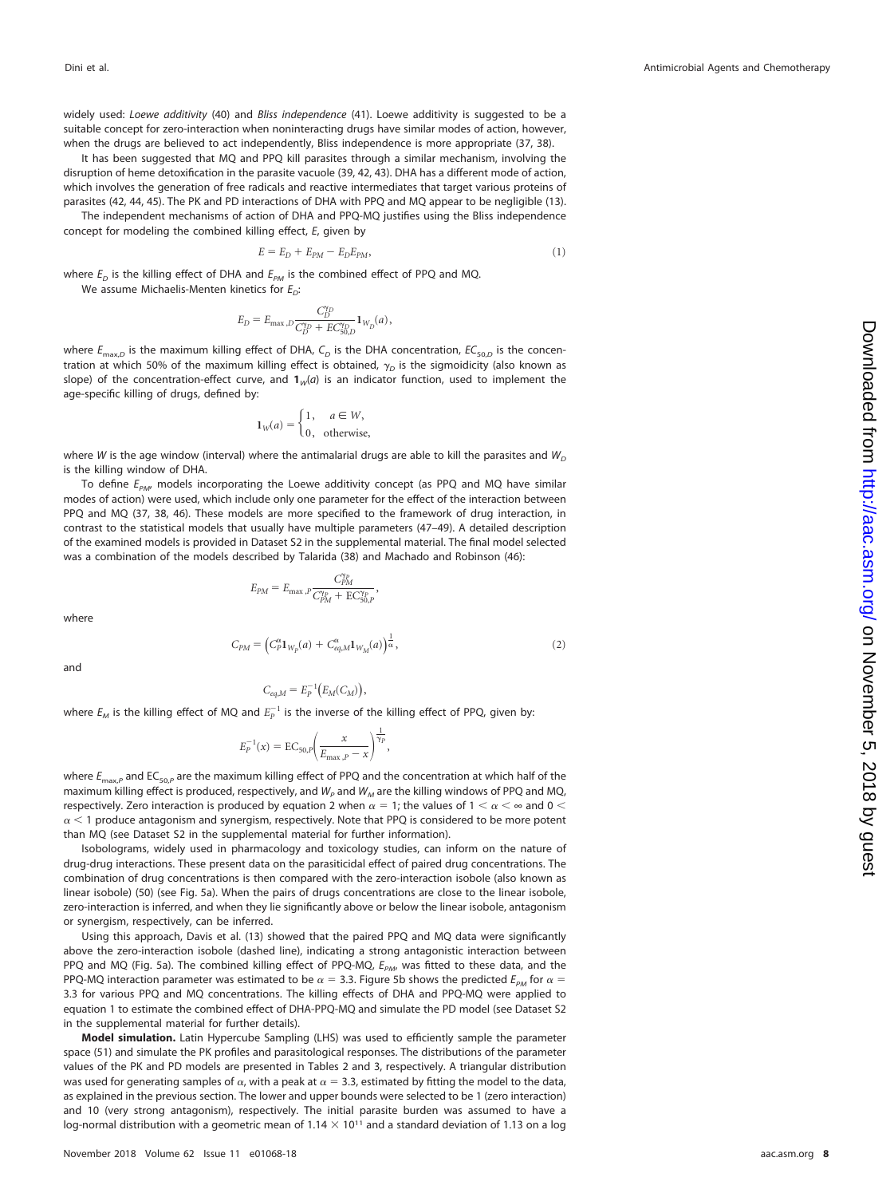widely used: *Loewe additivity* (40) and *Bliss independence* (41). Loewe additivity is suggested to be a suitable concept for zero-interaction when noninteracting drugs have similar modes of action, however, when the drugs are believed to act independently, Bliss independence is more appropriate (37, 38).

It has been suggested that MQ and PPQ kill parasites through a similar mechanism, involving the disruption of heme detoxification in the parasite vacuole (39, 42, 43). DHA has a different mode of action, which involves the generation of free radicals and reactive intermediates that target various proteins of parasites (42, 44, 45). The PK and PD interactions of DHA with PPQ and MQ appear to be negligible (13).

The independent mechanisms of action of DHA and PPQ-MQ justifies using the Bliss independence concept for modeling the combined killing effect, $E$, given by

$$E = E_D + E_{PM} - E_D E_{PM}, \tag{1}$$

where $E_D$ is the killing effect of DHA and $E_{PM}$ is the combined effect of PPQ and MQ.

We assume Michaelis-Menten kinetics for $E_D$:

$$E_D = E_{\max,D} \frac{C_D^{\gamma_D}}{C_D^{\gamma_D} + EC_{50,D}^{\gamma_D}} \mathbf{1}_{W_D}(a),$$

where $E_{\max,D}$ is the maximum killing effect of DHA, $C_D$ is the DHA concentration, $EC_{50,D}$ is the concentration at which 50% of the maximum killing effect is obtained, $\gamma_D$ is the sigmoidicity (also known as slope) of the concentration-effect curve, and $\mathbf{1}_W(a)$ is an indicator function, used to implement the age-specific killing of drugs, defined by:

$$\mathbf{1}_W(a) = \begin{cases} 1, & a \in W, \\ 0, & \text{otherwise,} \end{cases}$$

where $W$ is the age window (interval) where the antimalarial drugs are able to kill the parasites and $W_D$ is the killing window of DHA.

To define $E_{PM}$, models incorporating the Loewe additivity concept (as PPQ and MQ have similar modes of action) were used, which include only one parameter for the effect of the interaction between PPQ and MQ (37, 38, 46). These models are more specified to the framework of drug interaction, in contrast to the statistical models that usually have multiple parameters (47–49). A detailed description of the examined models is provided in Dataset S2 in the supplemental material. The final model selected was a combination of the models described by Talarida (38) and Machado and Robinson (46):

$$E_{PM} = E_{\max,P} \frac{C_{PM}^{\gamma_P}}{C_{PM}^{\gamma_P} + \mathrm{EC}_{50,P}^{\gamma_P}},$$

where

$$C_{PM} = \left( C_P^{\alpha} \mathbf{1}_{W_P}(a) + C_{eq,M}^{\alpha} \mathbf{1}_{W_M}(a) \right)^{\frac{1}{\alpha}}, \tag{2}$$

and

$$C_{eq,M} = E_P^{-1}\left(E_M(C_M)\right),$$

where $E_M$ is the killing effect of MQ and $E_P^{-1}$ is the inverse of the killing effect of PPQ, given by:

$$E_P^{-1}(x) = \mathrm{EC}_{50,P} \left( \frac{x}{E_{\max,P} - x} \right)^{\frac{1}{\gamma_P}},$$

where $E_{\max,P}$ and $\mathrm{EC}_{50,P}$ are the maximum killing effect of PPQ and the concentration at which half of the maximum killing effect is produced, respectively, and $W_P$ and $W_M$ are the killing windows of PPQ and MQ, respectively. Zero interaction is produced by equation 2 when $\alpha = 1$; the values of $1 < \alpha < \infty$ and $0 < \alpha < 1$ produce antagonism and synergism, respectively. Note that PPQ is considered to be more potent than MQ (see Dataset S2 in the supplemental material for further information).

Isobolograms, widely used in pharmacology and toxicology studies, can inform on the nature of drug-drug interactions. These present data on the parasiticidal effect of paired drug concentrations. The combination of drug concentrations is then compared with the zero-interaction isobole (also known as linear isobole) (50) (see Fig. 5a). When the pairs of drugs concentrations are close to the linear isobole, zero-interaction is inferred, and when they lie significantly above or below the linear isobole, antagonism or synergism, respectively, can be inferred.

Using this approach, Davis et al. (13) showed that the paired PPQ and MQ data were significantly above the zero-interaction isobole (dashed line), indicating a strong antagonistic interaction between PPQ and MQ (Fig. 5a). The combined killing effect of PPQ-MQ, $E_{PM}$, was fitted to these data, and the PPQ-MQ interaction parameter was estimated to be $\alpha = 3.3$. Figure 5b shows the predicted $E_{PM}$ for $\alpha = 3.3$ for various PPQ and MQ concentrations. The killing effects of DHA and PPQ-MQ were applied to equation 1 to estimate the combined effect of DHA-PPQ-MQ and simulate the PD model (see Dataset S2 in the supplemental material for further details).

**Model simulation.** Latin Hypercube Sampling (LHS) was used to efficiently sample the parameter space (51) and simulate the PK profiles and parasitological responses. The distributions of the parameter values of the PK and PD models are presented in Tables 2 and 3, respectively. A triangular distribution was used for generating samples of $\alpha$, with a peak at $\alpha = 3.3$, estimated by fitting the model to the data, as explained in the previous section. The lower and upper bounds were selected to be 1 (zero interaction) and 10 (very strong antagonism), respectively. The initial parasite burden was assumed to have a log-normal distribution with a geometric mean of $1.14 \times 10^{11}$ and a standard deviation of 1.13 on a log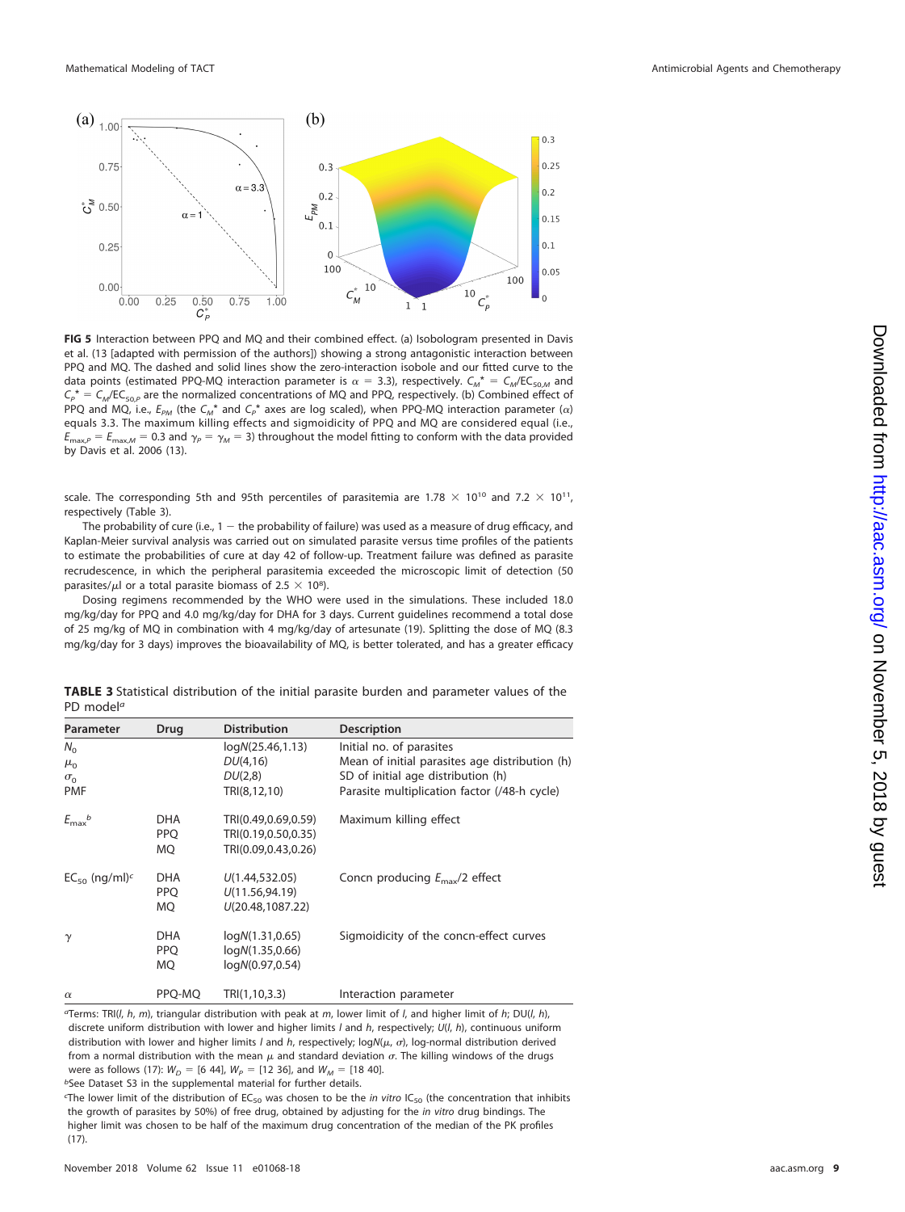FIG 5 Interaction between PPQ and MQ and their combined effect. (a) Isobologram presented in Davis et al. (13 [adapted with permission of the authors]) showing a strong antagonistic interaction between PPQ and MQ. The dashed and solid lines show the zero-interaction isobole and our fitted curve to the data points (estimated PPQ-MQ interaction parameter is $\alpha$ = 3.3), respectively. $C_M^* = C_M/EC_{50,M}$ and $C_P^* = C_M/EC_{50,P}$ are the normalized concentrations of MQ and PPQ, respectively. (b) Combined effect of PPQ and MQ, i.e., $E_{PM}$ (the $C_M^*$ and $C_P^*$ axes are log scaled), when PPQ-MQ interaction parameter ($\alpha$) equals 3.3. The maximum killing effects and sigmoidicity of PPQ and MQ are considered equal (i.e., $E_{max,P} = E_{max,M} = 0.3$ and $\gamma_P = \gamma_M = 3$) throughout the model fitting to conform with the data provided by Davis et al. 2006 (13).

scale. The corresponding 5th and 95th percentiles of parasitemia are $1.78 \times 10^{10}$ and $7.2 \times 10^{11}$, respectively (Table 3).

The probability of cure (i.e., 1 − the probability of failure) was used as a measure of drug efficacy, and Kaplan-Meier survival analysis was carried out on simulated parasite versus time profiles of the patients to estimate the probabilities of cure at day 42 of follow-up. Treatment failure was defined as parasite recrudescence, in which the peripheral parasitemia exceeded the microscopic limit of detection (50 parasites/$\mu$l or a total parasite biomass of $2.5 \times 10^8$).

Dosing regimens recommended by the WHO were used in the simulations. These included 18.0 mg/kg/day for PPQ and 4.0 mg/kg/day for DHA for 3 days. Current guidelines recommend a total dose of 25 mg/kg of MQ in combination with 4 mg/kg/day of artesunate (19). Splitting the dose of MQ (8.3 mg/kg/day for 3 days) improves the bioavailability of MQ, is better tolerated, and has a greater efficacy

**TABLE 3** Statistical distribution of the initial parasite burden and parameter values of the PD model[a]

| Parameter | Drug | Distribution | Description |
|---|---|---|---|
| $N_0$ | | logN(25.46,1.13) | Initial no. of parasites |
| $\mu_0$ | | DU(4,16) | Mean of initial parasites age distribution (h) |
| $\sigma_0$ | | DU(2,8) | SD of initial age distribution (h) |
| PMF | | TRI(8,12,10) | Parasite multiplication factor (/48-h cycle) |
| $E_{max}$[b] | DHA | TRI(0.49,0.69,0.59) | Maximum killing effect |
| | PPQ | TRI(0.19,0.50,0.35) | |
| | MQ | TRI(0.09,0.43,0.26) | |
| $EC_{50}$ (ng/ml)[c] | DHA | U(1.44,532.05) | Concn producing $E_{max}/2$ effect |
| | PPQ | U(11.56,94.19) | |
| | MQ | U(20.48,1087.22) | |
| $\gamma$ | DHA | logN(1.31,0.65) | Sigmoidicity of the concn-effect curves |
| | PPQ | logN(1.35,0.66) | |
| | MQ | logN(0.97,0.54) | |
| $\alpha$ | PPQ-MQ | TRI(1,10,3.3) | Interaction parameter |

[a]Terms: TRI(l, h, m), triangular distribution with peak at m, lower limit of l, and higher limit of h; DU(l, h), discrete uniform distribution with lower and higher limits l and h, respectively; U(l, h), continuous uniform distribution with lower and higher limits l and h, respectively; logN($\mu$, $\sigma$), log-normal distribution derived from a normal distribution with the mean $\mu$ and standard deviation $\sigma$. The killing windows of the drugs were as follows (17): $W_D$ = [6 44], $W_P$ = [12 36], and $W_M$ = [18 40].

[b]See Dataset S3 in the supplemental material for further details.

[c]The lower limit of the distribution of $EC_{50}$ was chosen to be the in vitro $IC_{50}$ (the concentration that inhibits the growth of parasites by 50%) of free drug, obtained by adjusting for the in vitro drug bindings. The higher limit was chosen to be half of the maximum drug concentration of the median of the PK profiles (17).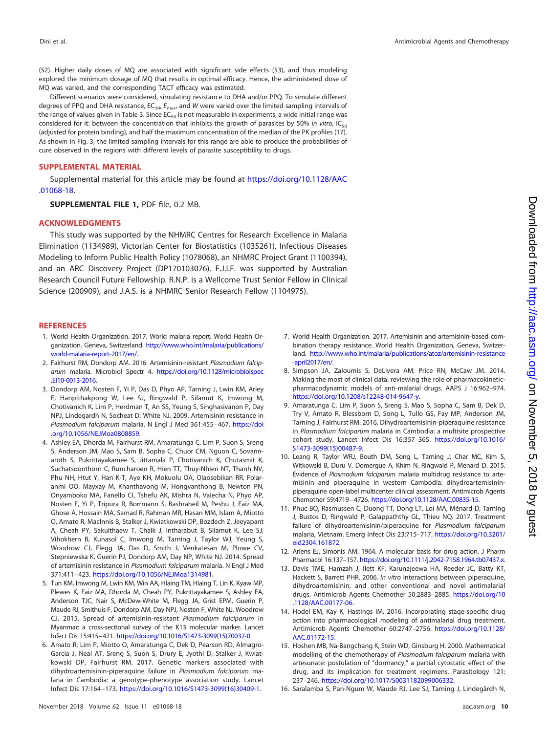(52). Higher daily doses of MQ are associated with significant side effects (53), and thus modeling explored the minimum dosage of MQ that results in optimal efficacy. Hence, the administered dose of MQ was varied, and the corresponding TACT efficacy was estimated.

Different scenarios were considered, simulating resistance to DHA and/or PPQ. To simulate different degrees of PPQ and DHA resistance, $EC_{50}$, $E_{max}$, and $W$ were varied over the limited sampling intervals of the range of values given in Table 3. Since $EC_{50}$ is not measurable in experiments, a wide initial range was considered for it: between the concentration that inhibits the growth of parasites by 50% *in vitro*, $IC_{50}$ (adjusted for protein binding), and half the maximum concentration of the median of the PK profiles (17). As shown in Fig. 3, the limited sampling intervals for this range are able to produce the probabilities of cure observed in the regions with different levels of parasite susceptibility to drugs.

## SUPPLEMENTAL MATERIAL

Supplemental material for this article may be found at https://doi.org/10.1128/AAC.01068-18.

**SUPPLEMENTAL FILE 1,** PDF file, 0.2 MB.

## ACKNOWLEDGMENTS

This study was supported by the NHMRC Centres for Research Excellence in Malaria Elimination (1134989), Victorian Center for Biostatistics (1035261), Infectious Diseases Modeling to Inform Public Health Policy (1078068), an NHMRC Project Grant (1100394), and an ARC Discovery Project (DP170103076). F.J.I.F. was supported by Australian Research Council Future Fellowship. R.N.P. is a Wellcome Trust Senior Fellow in Clinical Science (200909), and J.A.S. is a NHMRC Senior Research Fellow (1104975).

## REFERENCES

1. World Health Organization. 2017. World malaria report. World Health Organization, Geneva, Switzerland. http://www.who.int/malaria/publications/world-malaria-report-2017/en/.
2. Fairhurst RM, Dondorp AM. 2016. Artemisinin-resistant *Plasmodium falciparum* malaria. Microbiol Spectr 4. https://doi.org/10.1128/microbiolspec.EI10-0013-2016.
3. Dondorp AM, Nosten F, Yi P, Das D, Phyo AP, Tarning J, Lwin KM, Ariey F, Hanpithakpong W, Lee SJ, Ringwald P, Silamut K, Imwong M, Chotivanich K, Lim P, Herdman T, An SS, Yeung S, Singhasivanon P, Day NPJ, Lindegardh N, Socheat D, White NJ. 2009. Artemisinin resistance in *Plasmodium falciparum* malaria. N Engl J Med 361:455–467. https://doi.org/10.1056/NEJMoa0808859.
4. Ashley EA, Dhorda M, Fairhurst RM, Amaratunga C, Lim P, Suon S, Sreng S, Anderson JM, Mao S, Sam B, Sopha C, Chuor CM, Nguon C, Sovannaroth S, Pukrittayakamee S, Jittamala P, Chotivanich K, Chutasmit K, Suchatsoonthorn C, Runcharoen R, Hien TT, Thuy-Nhien NT, Thanh NV, Phu NH, Htut Y, Han K-T, Aye KH, Mokuolu OA, Olaosebikan RR, Folaranmi OO, Mayxay M, Khanthavong M, Hongvanthong B, Newton PN, Onyamboko MA, Fanello CI, Tshefu AK, Mishra N, Valecha N, Phyo AP, Nosten F, Yi P, Tripura R, Borrmann S, Bashraheil M, Peshu J, Faiz MA, Ghose A, Hossain MA, Samad R, Rahman MR, Hasan MM, Islam A, Miotto O, Amato R, MacInnis B, Stalker J, Kwiatkowski DP, Bozdech Z, Jeeyapant A, Cheah PY, Sakulthaew T, Chalk J, Intharabut B, Silamut K, Lee SJ, Vihokhern B, Kunasol C, Imwong M, Tarning J, Taylor WJ, Yeung S, Woodrow CJ, Flegg JA, Das D, Smith J, Venkatesan M, Plowe CV, Stepniewska K, Guerin PJ, Dondorp AM, Day NP, White NJ. 2014. Spread of artemisinin resistance in *Plasmodium falciparum* malaria. N Engl J Med 371:411–423. https://doi.org/10.1056/NEJMoa1314981.
5. Tun KM, Imwong M, Lwin KM, Win AA, Hlaing TM, Hlaing T, Lin K, Kyaw MP, Plewes K, Faiz MA, Dhorda M, Cheah PY, Pukrittayakamee S, Ashley EA, Anderson TJC, Nair S, McDew-White M, Flegg JA, Grist EPM, Guerin P, Maude RJ, Smithuis F, Dondorp AM, Day NPJ, Nosten F, White NJ, Woodrow CJ. 2015. Spread of artemisinin-resistant *Plasmodium falciparum* in Myanmar: a cross-sectional survey of the K13 molecular marker. Lancet Infect Dis 15:415–421. https://doi.org/10.1016/S1473-3099(15)70032-0.
6. Amato R, Lim P, Miotto O, Amaratunga C, Dek D, Pearson RD, Almagro-Garcia J, Neal AT, Sreng S, Suon S, Drury E, Jyothi D, Stalker J, Kwiatkowski DP, Fairhurst RM. 2017. Genetic markers associated with dihydroartemisinin-piperaquine failure in *Plasmodium falciparum* malaria in Cambodia: a genotype-phenotype association study. Lancet Infect Dis 17:164–173. https://doi.org/10.1016/S1473-3099(16)30409-1.
7. World Health Organization. 2017. Artemisinin and artemisinin-based combination therapy resistance. World Health Organization, Geneva, Switzerland. http://www.who.int/malaria/publications/atoz/artemisinin-resistance-april2017/en/.
8. Simpson JA, Zaloumis S, DeLivera AM, Price RN, McCaw JM. 2014. Making the most of clinical data: reviewing the role of pharmacokinetic-pharmacodynamic models of anti-malarial drugs. AAPS J 16:962–974. https://doi.org/10.1208/s12248-014-9647-y.
9. Amaratunga C, Lim P, Suon S, Sreng S, Mao S, Sopha C, Sam B, Dek D, Try V, Amato R, Blessborn D, Song L, Tullo GS, Fay MP, Anderson JM, Tarning J, Fairhurst RM. 2016. Dihydroartemisinin-piperaquine resistance in *Plasmodium falciparum* malaria in Cambodia: a multisite prospective cohort study. Lancet Infect Dis 16:357–365. https://doi.org/10.1016/S1473-3099(15)00487-9.
10. Leang R, Taylor WRJ, Bouth DM, Song L, Tarning J, Char MC, Kim S, Witkowski B, Duru V, Domergue A, Khim N, Ringwald P, Menard D. 2015. Evidence of *Plasmodium falciparum* malaria multidrug resistance to artemisinin and piperaquine in western Cambodia: dihydroartemisinin-piperaquine open-label multicenter clinical assessment. Antimicrob Agents Chemother 59:4719–4726. https://doi.org/10.1128/AAC.00835-15.
11. Phuc BQ, Rasmussen C, Duong TT, Dong LT, Loi MA, Ménard D, Tarning J, Bustos D, Ringwald P, Galappaththy GL, Thieu NQ. 2017. Treatment failure of dihydroartemisinin/piperaquine for *Plasmodium falciparum* malaria, Vietnam. Emerg Infect Dis 23:715–717. https://doi.org/10.3201/eid2304.161872.
12. Ariens EJ, Simonis AM. 1964. A molecular basis for drug action. J Pharm Pharmacol 16:137–157. https://doi.org/10.1111/j.2042-7158.1964.tb07437.x.
13. Davis TME, Hamzah J, Ilett KF, Karunajeewa HA, Reeder JC, Batty KT, Hackett S, Barrett PHR. 2006. *In vitro* interactions between piperaquine, dihydroartemisinin, and other conventional and novel antimalarial drugs. Antimicrob Agents Chemother 50:2883–2885. https://doi.org/10.1128/AAC.00177-06.
14. Hodel EM, Kay K, Hastings IM. 2016. Incorporating stage-specific drug action into pharmacological modeling of antimalarial drug treatment. Antimicrob Agents Chemother 60:2747–2756. https://doi.org/10.1128/AAC.01172-15.
15. Hoshen MB, Na-Bangchang K, Stein WD, Ginsburg H. 2000. Mathematical modelling of the chemotherapy of *Plasmodium falciparum* malaria with artesunate: postulation of "dormancy," a partial cytostatic effect of the drug, and its implication for treatment regimens. Parasitology 121:237–246. https://doi.org/10.1017/S0031182099006332.
16. Saralamba S, Pan-Ngum W, Maude RJ, Lee SJ, Tarning J, Lindegårdh N,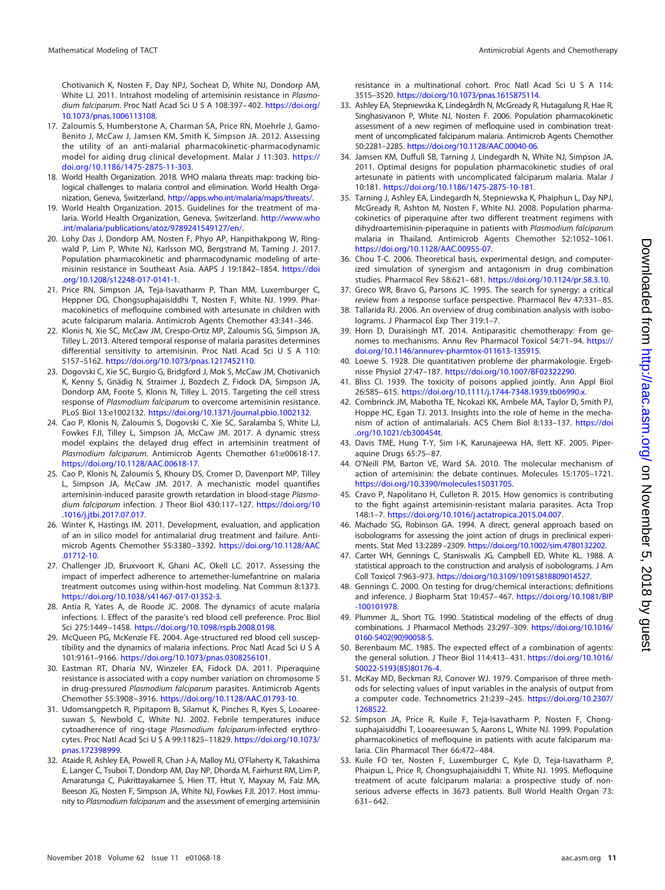Chotivanich K, Nosten F, Day NPJ, Socheat D, White NJ, Dondorp AM, White LJ. 2011. Intrahost modeling of artemisinin resistance in *Plasmodium falciparum*. Proc Natl Acad Sci U S A 108:397–402. https://doi.org/10.1073/pnas.1006113108.

17. Zaloumis S, Humberstone A, Charman SA, Price RN, Moehrle J, Gamo-Benito J, McCaw J, Jamsen KM, Smith K, Simpson JA. 2012. Assessing the utility of an anti-malarial pharmacokinetic-pharmacodynamic model for aiding drug clinical development. Malar J 11:303. https://doi.org/10.1186/1475-2875-11-303.
18. World Health Organization. 2018. WHO malaria threats map: tracking biological challenges to malaria control and elimination. World Health Organization, Geneva, Switzerland. http://apps.who.int/malaria/maps/threats/.
19. World Health Organization. 2015. Guidelines for the treatment of malaria. World Health Organization, Geneva, Switzerland. http://www.who.int/malaria/publications/atoz/9789241549127/en/.
20. Lohy Das J, Dondorp AM, Nosten F, Phyo AP, Hanpithakpong W, Ringwald P, Lim P, White NJ, Karlsson MO, Bergstrand M, Tarning J. 2017. Population pharmacokinetic and pharmacodynamic modeling of artemisinin resistance in Southeast Asia. AAPS J 19:1842–1854. https://doi.org/10.1208/s12248-017-0141-1.
21. Price RN, Simpson JA, Teja-Isavatharm P, Than MM, Luxemburger C, Heppner DG, Chongsuphajaisiddhi T, Nosten F, White NJ. 1999. Pharmacokinetics of mefloquine combined with artesunate in children with acute falciparum malaria. Antimicrob Agents Chemother 43:341–346.
22. Klonis N, Xie SC, McCaw JM, Crespo-Ortiz MP, Zaloumis SG, Simpson JA, Tilley L. 2013. Altered temporal response of malaria parasites determines differential sensitivity to artemisinin. Proc Natl Acad Sci U S A 110:5157–5162. https://doi.org/10.1073/pnas.1217452110.
23. Dogovski C, Xie SC, Burgio G, Bridgford J, Mok S, McCaw JM, Chotivanich K, Kenny S, Gnädig N, Straimer J, Bozdech Z, Fidock DA, Simpson JA, Dondorp AM, Foote S, Klonis N, Tilley L. 2015. Targeting the cell stress response of *Plasmodium falciparum* to overcome artemisinin resistance. PLoS Biol 13:e1002132. https://doi.org/10.1371/journal.pbio.1002132.
24. Cao P, Klonis N, Zaloumis S, Dogovski C, Xie SC, Saralamba S, White LJ, Fowkes FJI, Tilley L, Simpson JA, McCaw JM. 2017. A dynamic stress model explains the delayed drug effect in artemisinin treatment of *Plasmodium falciparum*. Antimicrob Agents Chemother 61:e00618-17. https://doi.org/10.1128/AAC.00618-17.
25. Cao P, Klonis N, Zaloumis S, Khoury DS, Cromer D, Davenport MP, Tilley L, Simpson JA, McCaw JM. 2017. A mechanistic model quantifies artemisinin-induced parasite growth retardation in blood-stage *Plasmodium falciparum* infection. J Theor Biol 430:117–127. https://doi.org/10.1016/j.jtbi.2017.07.017.
26. Winter K, Hastings IM. 2011. Development, evaluation, and application of an in silico model for antimalarial drug treatment and failure. Antimicrob Agents Chemother 55:3380–3392. https://doi.org/10.1128/AAC.01712-10.
27. Challenger JD, Bruxvoort K, Ghani AC, Okell LC. 2017. Assessing the impact of imperfect adherence to artemether-lumefantrine on malaria treatment outcomes using within-host modelling. Nat Commun 8:1373. https://doi.org/10.1038/s41467-017-01352-3.
28. Antia R, Yates A, de Roode JC. 2008. The dynamics of acute malaria infections. I. Effect of the parasite's red blood cell preference. Proc Biol Sci 275:1449–1458. https://doi.org/10.1098/rspb.2008.0198.
29. McQueen PG, McKenzie FE. 2004. Age-structured red blood cell susceptibility and the dynamics of malaria infections. Proc Natl Acad Sci U S A 101:9161–9166. https://doi.org/10.1073/pnas.0308256101.
30. Eastman RT, Dharia NV, Winzeler EA, Fidock DA. 2011. Piperaquine resistance is associated with a copy number variation on chromosome 5 in drug-pressured *Plasmodium falciparum* parasites. Antimicrob Agents Chemother 55:3908–3916. https://doi.org/10.1128/AAC.01793-10.
31. Udomsangpetch R, Pipitaporn B, Silamut K, Pinches R, Kyes S, Looareesuwan S, Newbold C, White NJ. 2002. Febrile temperatures induce cytoadherence of ring-stage *Plasmodium falciparum*-infected erythrocytes. Proc Natl Acad Sci U S A 99:11825–11829. https://doi.org/10.1073/pnas.172398999.
32. Ataide R, Ashley EA, Powell R, Chan J-A, Malloy MJ, O'Flaherty K, Takashima E, Langer C, Tsuboi T, Dondorp AM, Day NP, Dhorda M, Fairhurst RM, Lim P, Amaratunga C, Pukrittayakamee S, Hien TT, Htut Y, Mayxay M, Faiz MA, Beeson JG, Nosten F, Simpson JA, White NJ, Fowkes FJI. 2017. Host immunity to *Plasmodium falciparum* and the assessment of emerging artemisinin resistance in a multinational cohort. Proc Natl Acad Sci U S A 114:3515–3520. https://doi.org/10.1073/pnas.1615875114.
33. Ashley EA, Stepniewska K, Lindegårdh N, McGready R, Hutagalung R, Hae R, Singhasivanon P, White NJ, Nosten F. 2006. Population pharmacokinetic assessment of a new regimen of mefloquine used in combination treatment of uncomplicated falciparum malaria. Antimicrob Agents Chemother 50:2281–2285. https://doi.org/10.1128/AAC.00040-06.
34. Jamsen KM, Duffull SB, Tarning J, Lindegardh N, White NJ, Simpson JA. 2011. Optimal designs for population pharmacokinetic studies of oral artesunate in patients with uncomplicated falciparum malaria. Malar J 10:181. https://doi.org/10.1186/1475-2875-10-181.
35. Tarning J, Ashley EA, Lindegardh N, Stepniewska K, Phaiphun L, Day NPJ, McGready R, Ashton M, Nosten F, White NJ. 2008. Population pharmacokinetics of piperaquine after two different treatment regimens with dihydroartemisinin-piperaquine in patients with *Plasmodium falciparum* malaria in Thailand. Antimicrob Agents Chemother 52:1052–1061. https://doi.org/10.1128/AAC.00955-07.
36. Chou T-C. 2006. Theoretical basis, experimental design, and computerized simulation of synergism and antagonism in drug combination studies. Pharmacol Rev 58:621–681. https://doi.org/10.1124/pr.58.3.10.
37. Greco WR, Bravo G, Parsons JC. 1995. The search for synergy: a critical review from a response surface perspective. Pharmacol Rev 47:331–85.
38. Tallarida RJ. 2006. An overview of drug combination analysis with isobolograms. J Pharmacol Exp Ther 319:1–7.
39. Horn D, Duraisingh MT. 2014. Antiparasitic chemotherapy: From genomes to mechanisms. Annu Rev Pharmacol Toxicol 54:71–94. https://doi.org/10.1146/annurev-pharmtox-011613-135915.
40. Loewe S. 1928. Die quantitativen probleme der pharmakologie. Ergebnisse Physiol 27:47–187. https://doi.org/10.1007/BF02322290.
41. Bliss CI. 1939. The toxicity of poisons applied jointly. Ann Appl Biol 26:585–615. https://doi.org/10.1111/j.1744-7348.1939.tb06990.x.
42. Combrinck JM, Mabotha TE, Ncokazi KK, Ambele MA, Taylor D, Smith PJ, Hoppe HC, Egan TJ. 2013. Insights into the role of heme in the mechanism of action of antimalarials. ACS Chem Biol 8:133–137. https://doi.org/10.1021/cb300454t.
43. Davis TME, Hung T-Y, Sim I-K, Karunajeewa HA, Ilett KF. 2005. Piperaquine Drugs 65:75–87.
44. O'Neill PM, Barton VE, Ward SA. 2010. The molecular mechanism of action of artemisinin: the debate continues. Molecules 15:1705–1721. https://doi.org/10.3390/molecules15031705.
45. Cravo P, Napolitano H, Culleton R. 2015. How genomics is contributing to the fight against artemisinin-resistant malaria parasites. Acta Trop 148:1–7. https://doi.org/10.1016/j.actatropica.2015.04.007.
46. Machado SG, Robinson GA. 1994. A direct, general approach based on isobolograms for assessing the joint action of drugs in preclinical experiments. Stat Med 13:2289–2309. https://doi.org/10.1002/sim.4780132202.
47. Carter WH, Gennings C, Staniswalis JG, Campbell ED, White KL. 1988. A statistical approach to the construction and analysis of isobolograms. J Am Coll Toxicol 7:963–973. https://doi.org/10.3109/10915818809014527.
48. Gennings C. 2000. On testing for drug/chemical interactions: definitions and inference. J Biopharm Stat 10:457–467. https://doi.org/10.1081/BIP-100101978.
49. Plummer JL, Short TG. 1990. Statistical modeling of the effects of drug combinations. J Pharmacol Methods 23:297–309. https://doi.org/10.1016/0160-5402(90)90058-S.
50. Berenbaum MC. 1985. The expected effect of a combination of agents: the general solution. J Theor Biol 114:413–431. https://doi.org/10.1016/S0022-5193(85)80176-4.
51. McKay MD, Beckman RJ, Conover WJ. 1979. Comparison of three methods for selecting values of input variables in the analysis of output from a computer code. Technometrics 21:239–245. https://doi.org/10.2307/1268522.
52. Simpson JA, Price R, Kuile F, Teja-Isavatharm P, Nosten F, Chongsuphajaisiddhi T, Looareesuwan S, Aarons L, White NJ. 1999. Population pharmacokinetics of mefloquine in patients with acute falciparum malaria. Clin Pharmacol Ther 66:472–484.
53. Kuile FO ter, Nosten F, Luxemburger C, Kyle D, Teja-Isavatharm P, Phaipun L, Price R, Chongsuphajaisiddhi T, White NJ. 1995. Mefloquine treatment of acute falciparum malaria: a prospective study of non-serious adverse effects in 3673 patients. Bull World Health Organ 73:631–642.